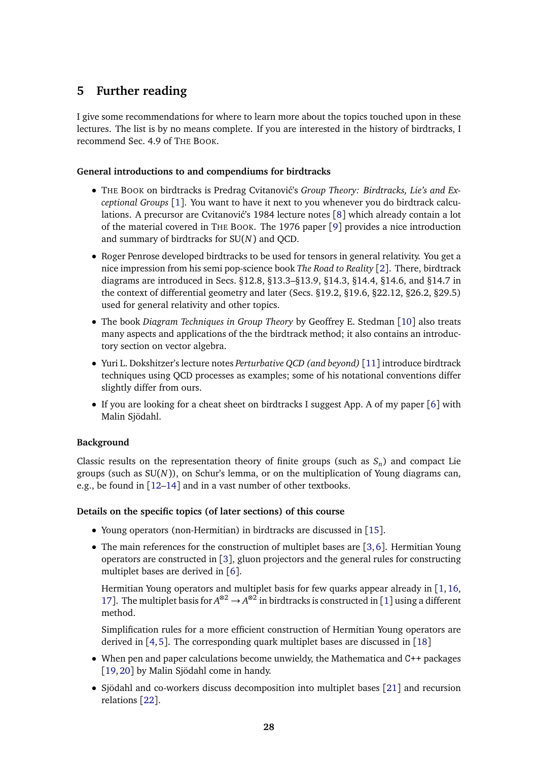## 5 Further reading

I give some recommendations for where to learn more about the topics touched upon in these lectures. The list is by no means complete. If you are interested in the history of birdtracks, I recommend Sec. 4.9 of THE BOOK.

**General introductions to and compendiums for birdtracks**

- THE BOOK on birdtracks is Predrag Cvitanović's *Group Theory: Birdtracks, Lie's and Exceptional Groups* [1]. You want to have it next to you whenever you do birdtrack calculations. A precursor are Cvitanović's 1984 lecture notes [8] which already contain a lot of the material covered in THE BOOK. The 1976 paper [9] provides a nice introduction and summary of birdtracks for SU($N$) and QCD.
- Roger Penrose developed birdtracks to be used for tensors in general relativity. You get a nice impression from his semi pop-science book *The Road to Reality* [2]. There, birdtrack diagrams are introduced in Secs. §12.8, §13.3–§13.9, §14.3, §14.4, §14.6, and §14.7 in the context of differential geometry and later (Secs. §19.2, §19.6, §22.12, §26.2, §29.5) used for general relativity and other topics.
- The book *Diagram Techniques in Group Theory* by Geoffrey E. Stedman [10] also treats many aspects and applications of the the birdtrack method; it also contains an introductory section on vector algebra.
- Yuri L. Dokshitzer's lecture notes *Perturbative QCD (and beyond)* [11] introduce birdtrack techniques using QCD processes as examples; some of his notational conventions differ slightly differ from ours.
- If you are looking for a cheat sheet on birdtracks I suggest App. A of my paper [6] with Malin Sjödahl.

**Background**

Classic results on the representation theory of finite groups (such as $S_n$) and compact Lie groups (such as SU($N$)), on Schur's lemma, or on the multiplication of Young diagrams can, e.g., be found in [12–14] and in a vast number of other textbooks.

**Details on the specific topics (of later sections) of this course**

- Young operators (non-Hermitian) in birdtracks are discussed in [15].
- The main references for the construction of multiplet bases are [3, 6]. Hermitian Young operators are constructed in [3], gluon projectors and the general rules for constructing multiplet bases are derived in [6].

  Hermitian Young operators and multiplet basis for few quarks appear already in [1, 16, 17]. The multiplet basis for $A^{\otimes 2} \to A^{\otimes 2}$ in birdtracks is constructed in [1] using a different method.

  Simplification rules for a more efficient construction of Hermitian Young operators are derived in [4, 5]. The corresponding quark multiplet bases are discussed in [18]
- When pen and paper calculations become unwieldy, the Mathematica and C++ packages [19, 20] by Malin Sjödahl come in handy.
- Sjödahl and co-workers discuss decomposition into multiplet bases [21] and recursion relations [22].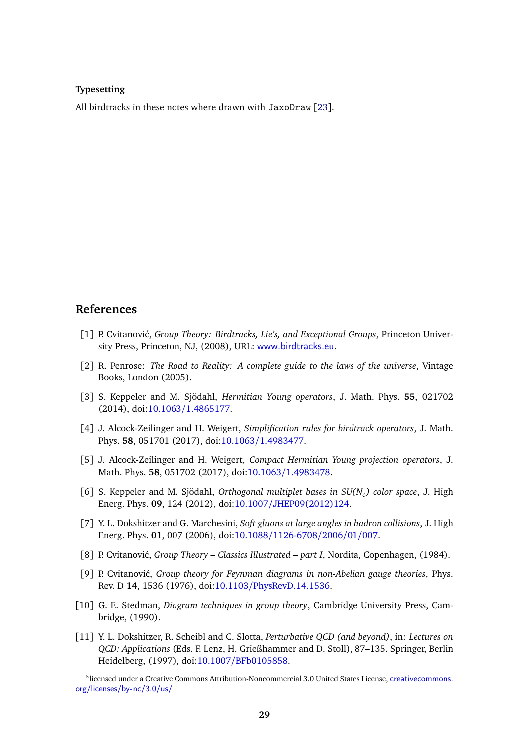**Typesetting**

All birdtracks in these notes where drawn with `JaxoDraw` [23].

## References

[1] P. Cvitanović, *Group Theory: Birdtracks, Lie's, and Exceptional Groups*, Princeton University Press, Princeton, NJ, (2008), URL: www.birdtracks.eu.

[2] R. Penrose: *The Road to Reality: A complete guide to the laws of the universe*, Vintage Books, London (2005).

[3] S. Keppeler and M. Sjödahl, *Hermitian Young operators*, J. Math. Phys. **55**, 021702 (2014), doi:10.1063/1.4865177.

[4] J. Alcock-Zeilinger and H. Weigert, *Simplification rules for birdtrack operators*, J. Math. Phys. **58**, 051701 (2017), doi:10.1063/1.4983477.

[5] J. Alcock-Zeilinger and H. Weigert, *Compact Hermitian Young projection operators*, J. Math. Phys. **58**, 051702 (2017), doi:10.1063/1.4983478.

[6] S. Keppeler and M. Sjödahl, *Orthogonal multiplet bases in SU($N_c$) color space*, J. High Energ. Phys. **09**, 124 (2012), doi:10.1007/JHEP09(2012)124.

[7] Y. L. Dokshitzer and G. Marchesini, *Soft gluons at large angles in hadron collisions*, J. High Energ. Phys. **01**, 007 (2006), doi:10.1088/1126-6708/2006/01/007.

[8] P. Cvitanović, *Group Theory – Classics Illustrated – part I*, Nordita, Copenhagen, (1984).

[9] P. Cvitanović, *Group theory for Feynman diagrams in non-Abelian gauge theories*, Phys. Rev. D **14**, 1536 (1976), doi:10.1103/PhysRevD.14.1536.

[10] G. E. Stedman, *Diagram techniques in group theory*, Cambridge University Press, Cambridge, (1990).

[11] Y. L. Dokshitzer, R. Scheibl and C. Slotta, *Perturbative QCD (and beyond)*, in: *Lectures on QCD: Applications* (Eds. F. Lenz, H. Grießhammer and D. Stoll), 87–135. Springer, Berlin Heidelberg, (1997), doi:10.1007/BFb0105858.

[5] licensed under a Creative Commons Attribution-Noncommercial 3.0 United States License, creativecommons.org/licenses/by-nc/3.0/us/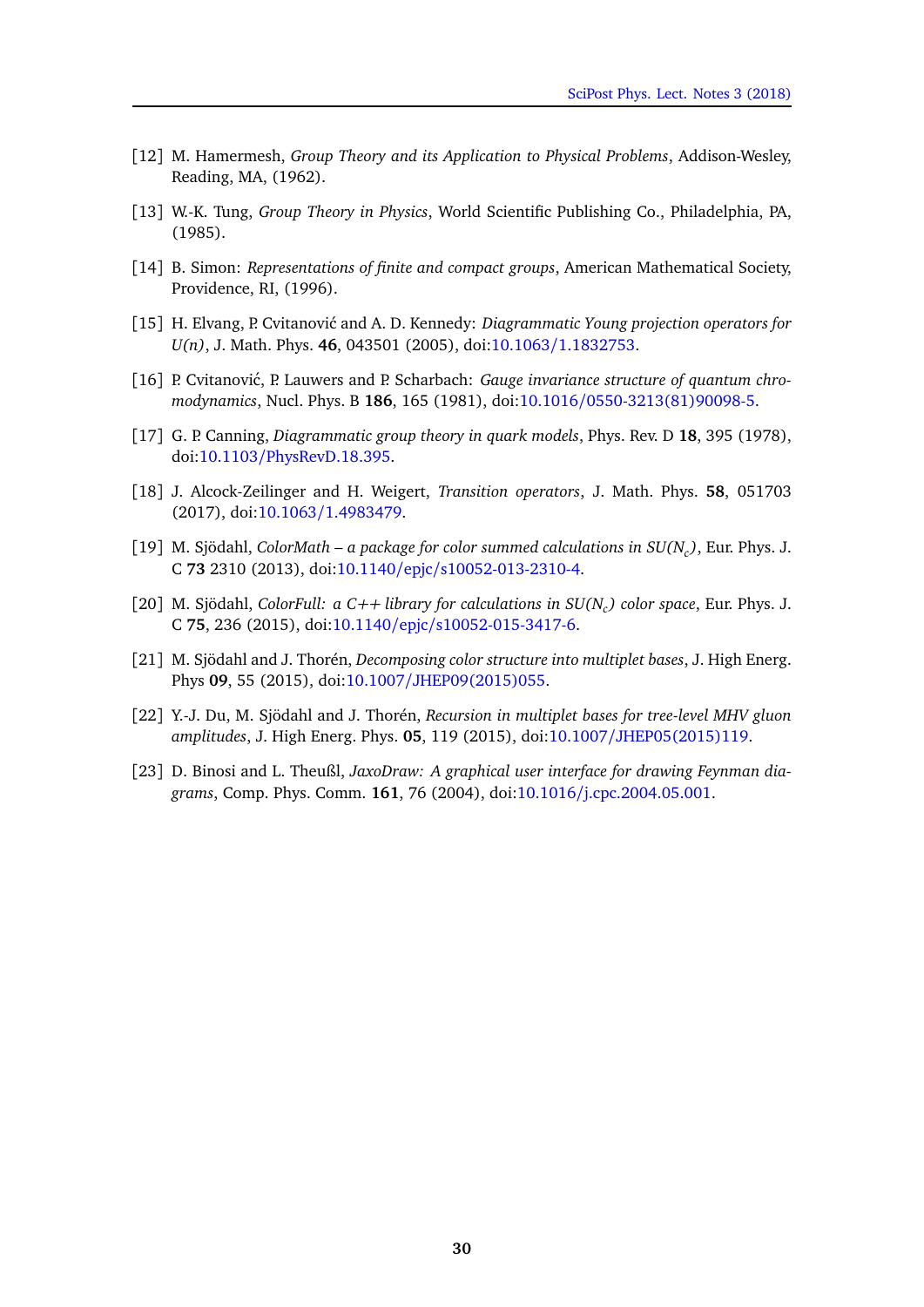[12] M. Hamermesh, *Group Theory and its Application to Physical Problems*, Addison-Wesley, Reading, MA, (1962).

[13] W.-K. Tung, *Group Theory in Physics*, World Scientific Publishing Co., Philadelphia, PA, (1985).

[14] B. Simon: *Representations of finite and compact groups*, American Mathematical Society, Providence, RI, (1996).

[15] H. Elvang, P. Cvitanović and A. D. Kennedy: *Diagrammatic Young projection operators for U(n)*, J. Math. Phys. **46**, 043501 (2005), doi:10.1063/1.1832753.

[16] P. Cvitanović, P. Lauwers and P. Scharbach: *Gauge invariance structure of quantum chromodynamics*, Nucl. Phys. B **186**, 165 (1981), doi:10.1016/0550-3213(81)90098-5.

[17] G. P. Canning, *Diagrammatic group theory in quark models*, Phys. Rev. D **18**, 395 (1978), doi:10.1103/PhysRevD.18.395.

[18] J. Alcock-Zeilinger and H. Weigert, *Transition operators*, J. Math. Phys. **58**, 051703 (2017), doi:10.1063/1.4983479.

[19] M. Sjödahl, *ColorMath – a package for color summed calculations in SU($N_c$)*, Eur. Phys. J. C **73** 2310 (2013), doi:10.1140/epjc/s10052-013-2310-4.

[20] M. Sjödahl, *ColorFull: a C++ library for calculations in SU($N_c$) color space*, Eur. Phys. J. C **75**, 236 (2015), doi:10.1140/epjc/s10052-015-3417-6.

[21] M. Sjödahl and J. Thorén, *Decomposing color structure into multiplet bases*, J. High Energ. Phys **09**, 55 (2015), doi:10.1007/JHEP09(2015)055.

[22] Y.-J. Du, M. Sjödahl and J. Thorén, *Recursion in multiplet bases for tree-level MHV gluon amplitudes*, J. High Energ. Phys. **05**, 119 (2015), doi:10.1007/JHEP05(2015)119.

[23] D. Binosi and L. Theußl, *JaxoDraw: A graphical user interface for drawing Feynman diagrams*, Comp. Phys. Comm. **161**, 76 (2004), doi:10.1016/j.cpc.2004.05.001.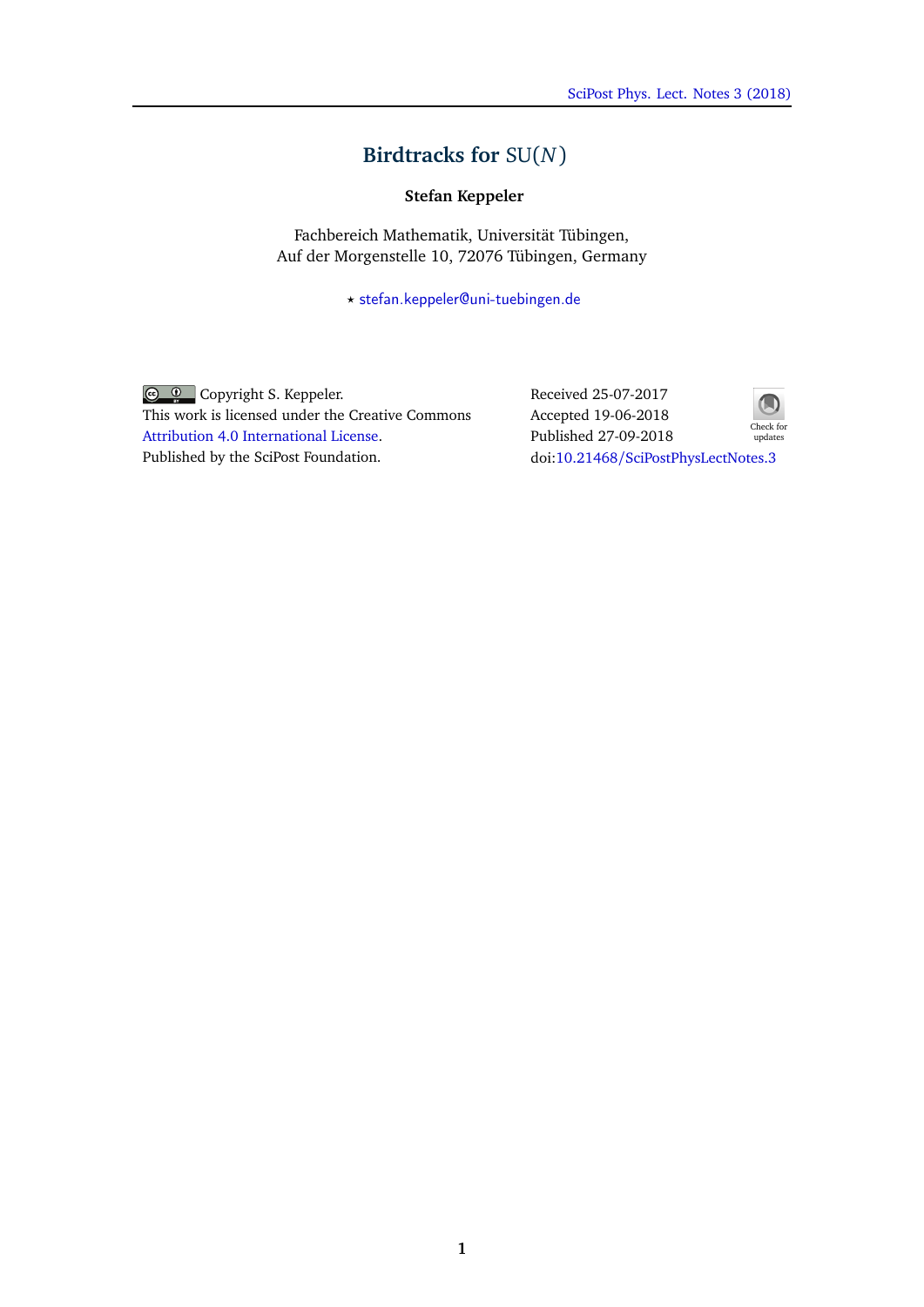# Birdtracks for SU($N$)

**Stefan Keppeler**

Fachbereich Mathematik, Universität Tübingen,
Auf der Morgenstelle 10, 72076 Tübingen, Germany

⋆ stefan.keppeler@uni-tuebingen.de

Copyright S. Keppeler.
This work is licensed under the Creative Commons Attribution 4.0 International License.
Published by the SciPost Foundation.

Received 25-07-2017
Accepted 19-06-2018
Published 27-09-2018
doi:10.21468/SciPostPhysLectNotes.3